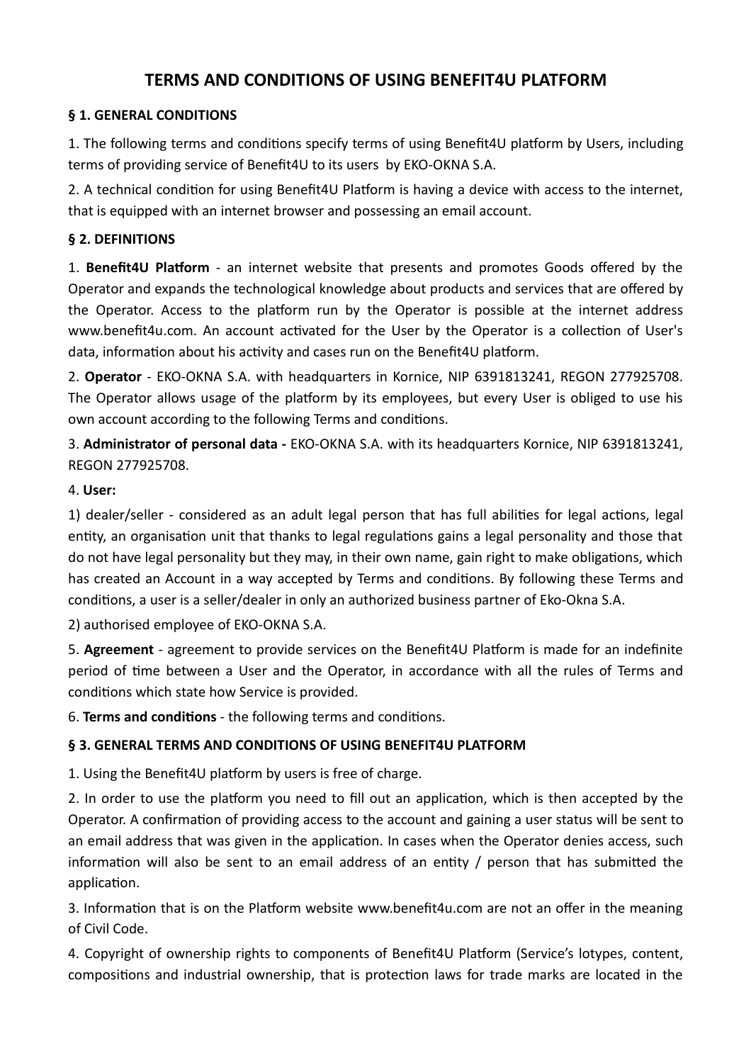# TERMS AND CONDITIONS OF USING BENEFIT4U PLATFORM

## § 1. GENERAL CONDITIONS

1. The following terms and conditions specify terms of using Benefit4U platform by Users, including terms of providing service of Benefit4U to its users by EKO-OKNA S.A.

2. A technical condition for using Benefit4U Platform is having a device with access to the internet, that is equipped with an internet browser and possessing an email account.

## § 2. DEFINITIONS

1. **Benefit4U Platform** - an internet website that presents and promotes Goods offered by the Operator and expands the technological knowledge about products and services that are offered by the Operator. Access to the platform run by the Operator is possible at the internet address www.benefit4u.com. An account activated for the User by the Operator is a collection of User's data, information about his activity and cases run on the Benefit4U platform.

2. **Operator** - EKO-OKNA S.A. with headquarters in Kornice, NIP 6391813241, REGON 277925708. The Operator allows usage of the platform by its employees, but every User is obliged to use his own account according to the following Terms and conditions.

3. **Administrator of personal data -** EKO-OKNA S.A. with its headquarters Kornice, NIP 6391813241, REGON 277925708.

4. **User:**

1) dealer/seller - considered as an adult legal person that has full abilities for legal actions, legal entity, an organisation unit that thanks to legal regulations gains a legal personality and those that do not have legal personality but they may, in their own name, gain right to make obligations, which has created an Account in a way accepted by Terms and conditions. By following these Terms and conditions, a user is a seller/dealer in only an authorized business partner of Eko-Okna S.A.

2) authorised employee of EKO-OKNA S.A.

5. **Agreement** - agreement to provide services on the Benefit4U Platform is made for an indefinite period of time between a User and the Operator, in accordance with all the rules of Terms and conditions which state how Service is provided.

6. **Terms and conditions** - the following terms and conditions.

## § 3. GENERAL TERMS AND CONDITIONS OF USING BENEFIT4U PLATFORM

1. Using the Benefit4U platform by users is free of charge.

2. In order to use the platform you need to fill out an application, which is then accepted by the Operator. A confirmation of providing access to the account and gaining a user status will be sent to an email address that was given in the application. In cases when the Operator denies access, such information will also be sent to an email address of an entity / person that has submitted the application.

3. Information that is on the Platform website www.benefit4u.com are not an offer in the meaning of Civil Code.

4. Copyright of ownership rights to components of Benefit4U Platform (Service's lotypes, content, compositions and industrial ownership, that is protection laws for trade marks are located in the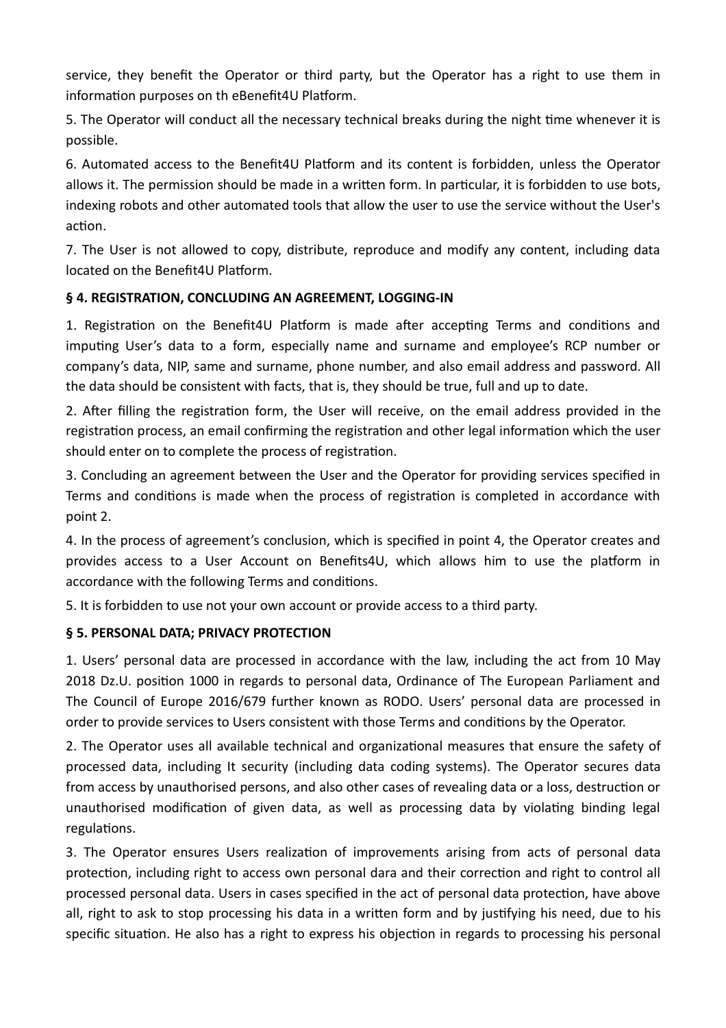service, they benefit the Operator or third party, but the Operator has a right to use them in information purposes on th eBenefit4U Platform.

5. The Operator will conduct all the necessary technical breaks during the night time whenever it is possible.

6. Automated access to the Benefit4U Platform and its content is forbidden, unless the Operator allows it. The permission should be made in a written form. In particular, it is forbidden to use bots, indexing robots and other automated tools that allow the user to use the service without the User's action.

7. The User is not allowed to copy, distribute, reproduce and modify any content, including data located on the Benefit4U Platform.

**§ 4. REGISTRATION, CONCLUDING AN AGREEMENT, LOGGING-IN**

1. Registration on the Benefit4U Platform is made after accepting Terms and conditions and imputing User's data to a form, especially name and surname and employee's RCP number or company's data, NIP, same and surname, phone number, and also email address and password. All the data should be consistent with facts, that is, they should be true, full and up to date.

2. After filling the registration form, the User will receive, on the email address provided in the registration process, an email confirming the registration and other legal information which the user should enter on to complete the process of registration.

3. Concluding an agreement between the User and the Operator for providing services specified in Terms and conditions is made when the process of registration is completed in accordance with point 2.

4. In the process of agreement's conclusion, which is specified in point 4, the Operator creates and provides access to a User Account on Benefits4U, which allows him to use the platform in accordance with the following Terms and conditions.

5. It is forbidden to use not your own account or provide access to a third party.

**§ 5. PERSONAL DATA; PRIVACY PROTECTION**

1. Users' personal data are processed in accordance with the law, including the act from 10 May 2018 Dz.U. position 1000 in regards to personal data, Ordinance of The European Parliament and The Council of Europe 2016/679 further known as RODO. Users' personal data are processed in order to provide services to Users consistent with those Terms and conditions by the Operator.

2. The Operator uses all available technical and organizational measures that ensure the safety of processed data, including It security (including data coding systems). The Operator secures data from access by unauthorised persons, and also other cases of revealing data or a loss, destruction or unauthorised modification of given data, as well as processing data by violating binding legal regulations.

3. The Operator ensures Users realization of improvements arising from acts of personal data protection, including right to access own personal dara and their correction and right to control all processed personal data. Users in cases specified in the act of personal data protection, have above all, right to ask to stop processing his data in a written form and by justifying his need, due to his specific situation. He also has a right to express his objection in regards to processing his personal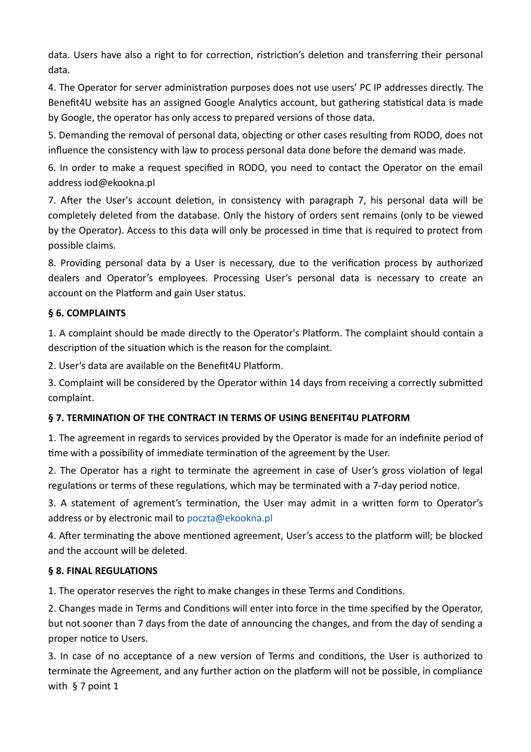data. Users have also a right to for correction, ristriction's deletion and transferring their personal data.

4. The Operator for server administration purposes does not use users' PC IP addresses directly. The Benefit4U website has an assigned Google Analytics account, but gathering statistical data is made by Google, the operator has only access to prepared versions of those data.

5. Demanding the removal of personal data, objecting or other cases resulting from RODO, does not influence the consistency with law to process personal data done before the demand was made.

6. In order to make a request specified in RODO, you need to contact the Operator on the email address iod@ekookna.pl

7. After the User's account deletion, in consistency with paragraph 7, his personal data will be completely deleted from the database. Only the history of orders sent remains (only to be viewed by the Operator). Access to this data will only be processed in time that is required to protect from possible claims.

8. Providing personal data by a User is necessary, due to the verification process by authorized dealers and Operator's employees. Processing User's personal data is necessary to create an account on the Platform and gain User status.

**§ 6. COMPLAINTS**

1. A complaint should be made directly to the Operator's Platform. The complaint should contain a description of the situation which is the reason for the complaint.

2. User's data are available on the Benefit4U Platform.

3. Complaint will be considered by the Operator within 14 days from receiving a correctly submitted complaint.

**§ 7. TERMINATION OF THE CONTRACT IN TERMS OF USING BENEFIT4U PLATFORM**

1. The agreement in regards to services provided by the Operator is made for an indefinite period of time with a possibility of immediate termination of the agreement by the User.

2. The Operator has a right to terminate the agreement in case of User's gross violation of legal regulations or terms of these regulations, which may be terminated with a 7-day period notice.

3. A statement of agrement's termination, the User may admit in a written form to Operator's address or by electronic mail to poczta@ekookna.pl

4. After terminating the above mentioned agreement, User's access to the platform will; be blocked and the account will be deleted.

**§ 8. FINAL REGULATIONS**

1. The operator reserves the right to make changes in these Terms and Conditions.

2. Changes made in Terms and Conditions will enter into force in the time specified by the Operator, but not sooner than 7 days from the date of announcing the changes, and from the day of sending a proper notice to Users.

3. In case of no acceptance of a new version of Terms and conditions, the User is authorized to terminate the Agreement, and any further action on the platform will not be possible, in compliance with § 7 point 1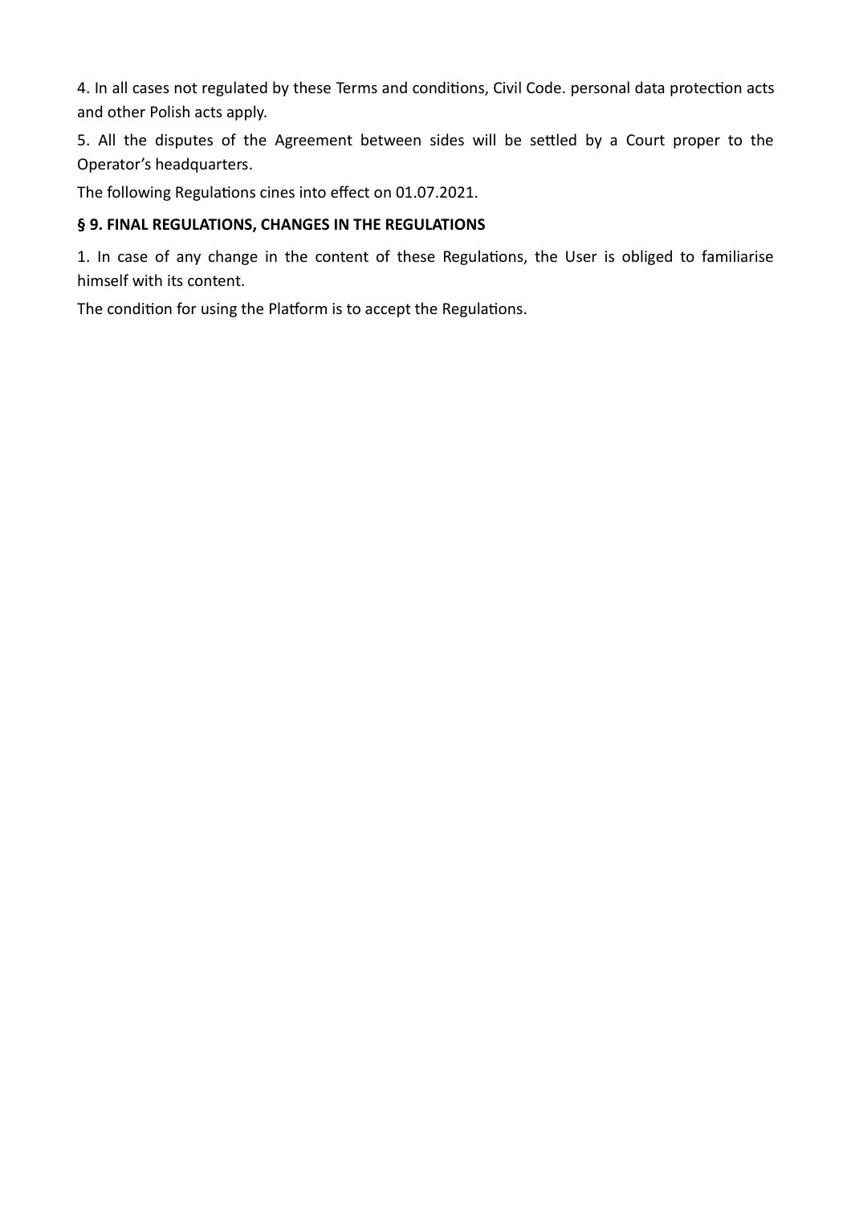4. In all cases not regulated by these Terms and conditions, Civil Code. personal data protection acts and other Polish acts apply.

5. All the disputes of the Agreement between sides will be settled by a Court proper to the Operator's headquarters.

The following Regulations cines into effect on 01.07.2021.

**§ 9. FINAL REGULATIONS, CHANGES IN THE REGULATIONS**

1. In case of any change in the content of these Regulations, the User is obliged to familiarise himself with its content.

The condition for using the Platform is to accept the Regulations.